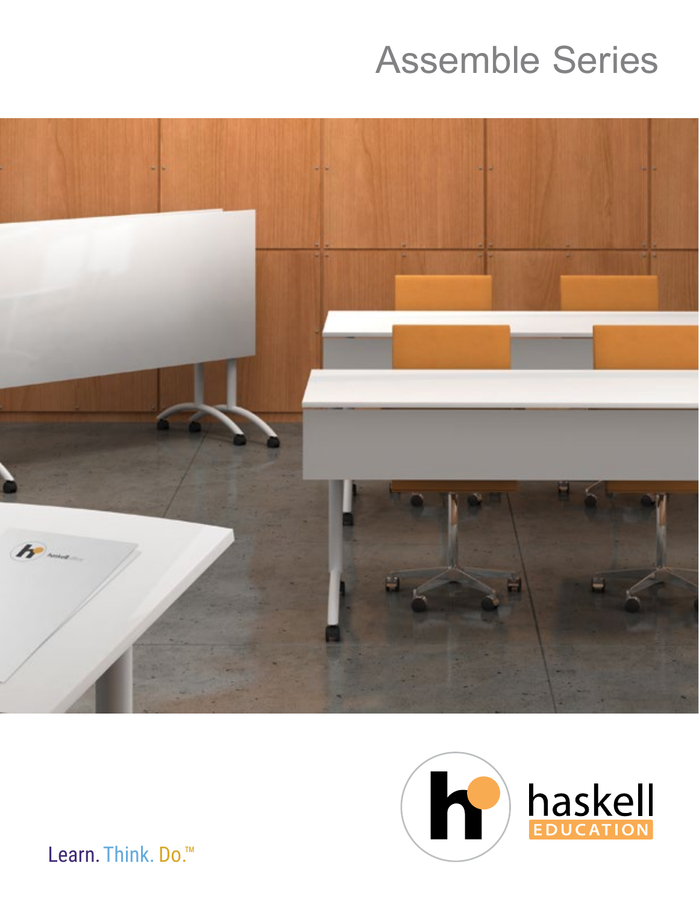# Assemble Series

haskell EDUCATION

Learn. Think. Do.™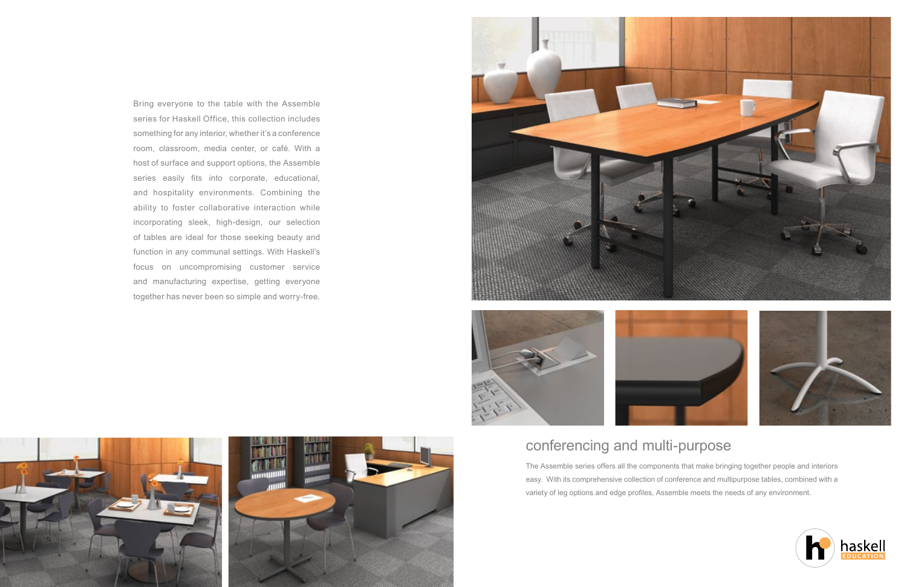Bring everyone to the table with the Assemble series for Haskell Office, this collection includes something for any interior, whether it's a conference room, classroom, media center, or café. With a host of surface and support options, the Assemble series easily fits into corporate, educational, and hospitality environments. Combining the ability to foster collaborative interaction while incorporating sleek, high-design, our selection of tables are ideal for those seeking beauty and function in any communal settings. With Haskell's focus on uncompromising customer service and manufacturing expertise, getting everyone together has never been so simple and worry-free.

## conferencing and multi-purpose

The Assemble series offers all the components that make bringing together people and interiors easy. With its comprehensive collection of conference and multipurpose tables, combined with a variety of leg options and edge profiles, Assemble meets the needs of any environment.

haskell EDUCATION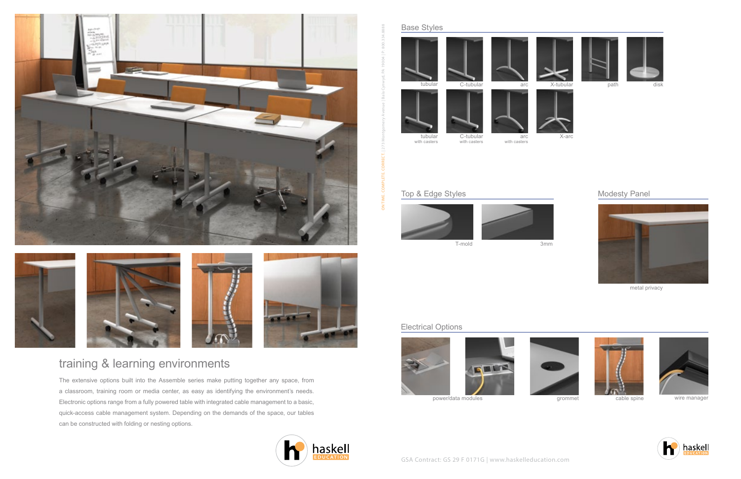## training & learning environments

The extensive options built into the Assemble series make putting together any space, from a classroom, training room or media center, as easy as identifying the environment's needs. Electronic options range from a fully powered table with integrated cable management to a basic, quick-access cable management system. Depending on the demands of the space, our tables can be constructed with folding or nesting options.

haskell EDUCATION

ON TIME. COMPLETE. CORRECT. | 273 Montgomery Avenue | Bala Cynwyd, PA 19004 | P: 800.334.8888

## Base Styles

tubular

C-tubular

arc

X-tubular

path

disk

tubular with casters

C-tubular with casters

arc with casters

X-arc

## Top & Edge Styles

T-mold

3mm

## Modesty Panel

metal privacy

## Electrical Options

power/data modules

grommet

cable spine

wire manager

GSA Contract: GS 29 F 0171G | www.haskelleducation.com

haskell EDUCATION